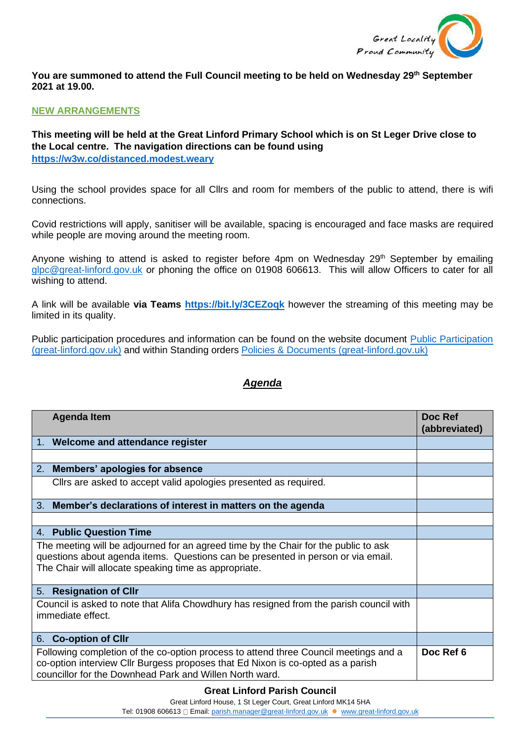**You are summoned to attend the Full Council meeting to be held on Wednesday 29th September 2021 at 19.00.**

**NEW ARRANGEMENTS**

**This meeting will be held at the Great Linford Primary School which is on St Leger Drive close to the Local centre. The navigation directions can be found using https://w3w.co/distanced.modest.weary**

Using the school provides space for all Cllrs and room for members of the public to attend, there is wifi connections.

Covid restrictions will apply, sanitiser will be available, spacing is encouraged and face masks are required while people are moving around the meeting room.

Anyone wishing to attend is asked to register before 4pm on Wednesday 29th September by emailing glpc@great-linford.gov.uk or phoning the office on 01908 606613. This will allow Officers to cater for all wishing to attend.

A link will be available **via Teams https://bit.ly/3CEZoqk** however the streaming of this meeting may be limited in its quality.

Public participation procedures and information can be found on the website document Public Participation (great-linford.gov.uk) and within Standing orders Policies & Documents (great-linford.gov.uk)

## *Agenda*

| Agenda Item | Doc Ref (abbreviated) |
|---|---|
| 1. **Welcome and attendance register** | |
| | |
| 2. **Members' apologies for absence** | |
| Cllrs are asked to accept valid apologies presented as required. | |
| 3. **Member's declarations of interest in matters on the agenda** | |
| | |
| 4. **Public Question Time** | |
| The meeting will be adjourned for an agreed time by the Chair for the public to ask questions about agenda items. Questions can be presented in person or via email. The Chair will allocate speaking time as appropriate. | |
| 5. **Resignation of Cllr** | |
| Council is asked to note that Alifa Chowdhury has resigned from the parish council with immediate effect. | |
| 6. **Co-option of Cllr** | |
| Following completion of the co-option process to attend three Council meetings and a co-option interview Cllr Burgess proposes that Ed Nixon is co-opted as a parish councillor for the Downhead Park and Willen North ward. | **Doc Ref 6** |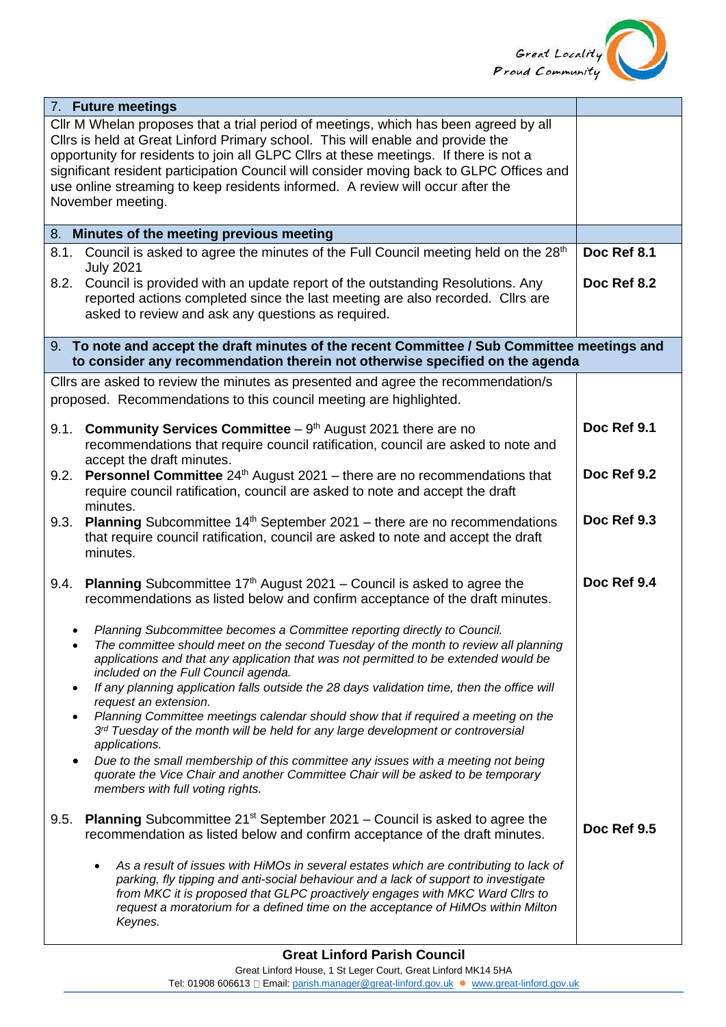| 7. **Future meetings** | |
|---|---|
| Cllr M Whelan proposes that a trial period of meetings, which has been agreed by all Cllrs is held at Great Linford Primary school. This will enable and provide the opportunity for residents to join all GLPC Cllrs at these meetings. If there is not a significant resident participation Council will consider moving back to GLPC Offices and use online streaming to keep residents informed. A review will occur after the November meeting. | |
| 8. **Minutes of the meeting previous meeting** | |
| 8.1. Council is asked to agree the minutes of the Full Council meeting held on the 28th July 2021 | **Doc Ref 8.1** |
| 8.2. Council is provided with an update report of the outstanding Resolutions. Any reported actions completed since the last meeting are also recorded. Cllrs are asked to review and ask any questions as required. | **Doc Ref 8.2** |
| 9. **To note and accept the draft minutes of the recent Committee / Sub Committee meetings and to consider any recommendation therein not otherwise specified on the agenda** | |
| Cllrs are asked to review the minutes as presented and agree the recommendation/s proposed. Recommendations to this council meeting are highlighted. | |
| 9.1. **Community Services Committee** – 9th August 2021 there are no recommendations that require council ratification, council are asked to note and accept the draft minutes. | **Doc Ref 9.1** |
| 9.2. **Personnel Committee** 24th August 2021 – there are no recommendations that require council ratification, council are asked to note and accept the draft minutes. | **Doc Ref 9.2** |
| 9.3. **Planning** Subcommittee 14th September 2021 – there are no recommendations that require council ratification, council are asked to note and accept the draft minutes. | **Doc Ref 9.3** |
| 9.4. **Planning** Subcommittee 17th August 2021 – Council is asked to agree the recommendations as listed below and confirm acceptance of the draft minutes.<br>• *Planning Subcommittee becomes a Committee reporting directly to Council.*<br>• *The committee should meet on the second Tuesday of the month to review all planning applications and that any application that was not permitted to be extended would be included on the Full Council agenda.*<br>• *If any planning application falls outside the 28 days validation time, then the office will request an extension.*<br>• *Planning Committee meetings calendar should show that if required a meeting on the 3rd Tuesday of the month will be held for any large development or controversial applications.*<br>• *Due to the small membership of this committee any issues with a meeting not being quorate the Vice Chair and another Committee Chair will be asked to be temporary members with full voting rights.* | **Doc Ref 9.4** |
| 9.5. **Planning** Subcommittee 21st September 2021 – Council is asked to agree the recommendation as listed below and confirm acceptance of the draft minutes.<br>• *As a result of issues with HiMOs in several estates which are contributing to lack of parking, fly tipping and anti-social behaviour and a lack of support to investigate from MKC it is proposed that GLPC proactively engages with MKC Ward Cllrs to request a moratorium for a defined time on the acceptance of HiMOs within Milton Keynes.* | **Doc Ref 9.5** |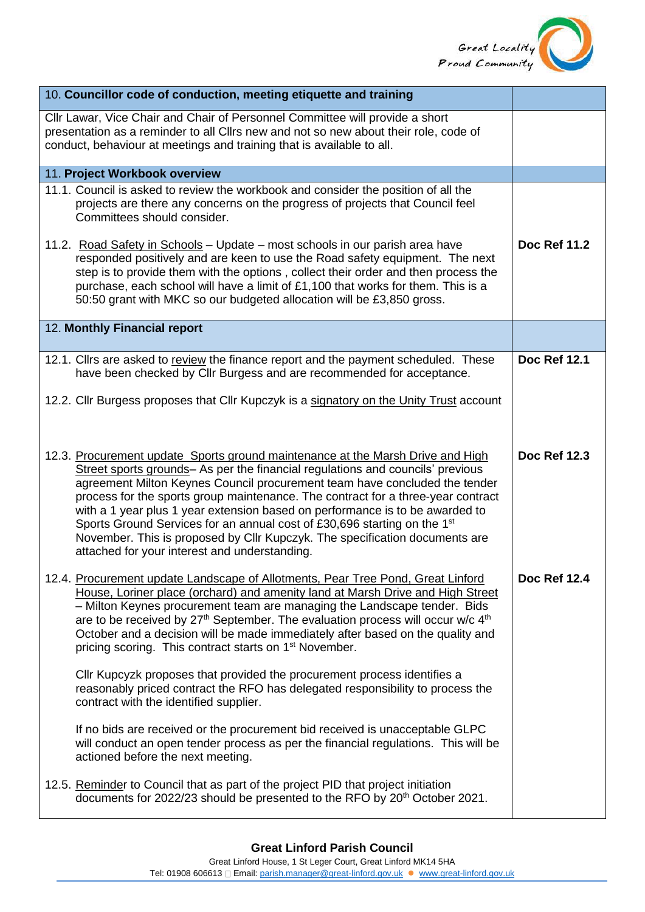| 10. **Councillor code of conduction, meeting etiquette and training** | |
|---|---|
| Cllr Lawar, Vice Chair and Chair of Personnel Committee will provide a short presentation as a reminder to all Cllrs new and not so new about their role, code of conduct, behaviour at meetings and training that is available to all. | |
| 11. **Project Workbook overview** | |
| 11.1. Council is asked to review the workbook and consider the position of all the projects are there any concerns on the progress of projects that Council feel Committees should consider.<br><br>11.2. Road Safety in Schools – Update – most schools in our parish area have responded positively and are keen to use the Road safety equipment. The next step is to provide them with the options , collect their order and then process the purchase, each school will have a limit of £1,100 that works for them. This is a 50:50 grant with MKC so our budgeted allocation will be £3,850 gross. | <br><br><br>**Doc Ref 11.2** |
| 12. **Monthly Financial report** | |
| 12.1. Cllrs are asked to review the finance report and the payment scheduled. These have been checked by Cllr Burgess and are recommended for acceptance.<br><br>12.2. Cllr Burgess proposes that Cllr Kupczyk is a signatory on the Unity Trust account<br><br>12.3. Procurement update Sports ground maintenance at the Marsh Drive and High Street sports grounds– As per the financial regulations and councils' previous agreement Milton Keynes Council procurement team have concluded the tender process for the sports group maintenance. The contract for a three-year contract with a 1 year plus 1 year extension based on performance is to be awarded to Sports Ground Services for an annual cost of £30,696 starting on the 1st November. This is proposed by Cllr Kupczyk. The specification documents are attached for your interest and understanding.<br><br>12.4. Procurement update Landscape of Allotments, Pear Tree Pond, Great Linford House, Loriner place (orchard) and amenity land at Marsh Drive and High Street – Milton Keynes procurement team are managing the Landscape tender. Bids are to be received by 27th September. The evaluation process will occur w/c 4th October and a decision will be made immediately after based on the quality and pricing scoring. This contract starts on 1st November.<br><br>Cllr Kupcyzk proposes that provided the procurement process identifies a reasonably priced contract the RFO has delegated responsibility to process the contract with the identified supplier.<br><br>If no bids are received or the procurement bid received is unacceptable GLPC will conduct an open tender process as per the financial regulations. This will be actioned before the next meeting.<br><br>12.5. Reminder to Council that as part of the project PID that project initiation documents for 2022/23 should be presented to the RFO by 20th October 2021. | **Doc Ref 12.1**<br><br><br><br><br>**Doc Ref 12.3**<br><br><br><br><br><br><br>**Doc Ref 12.4** |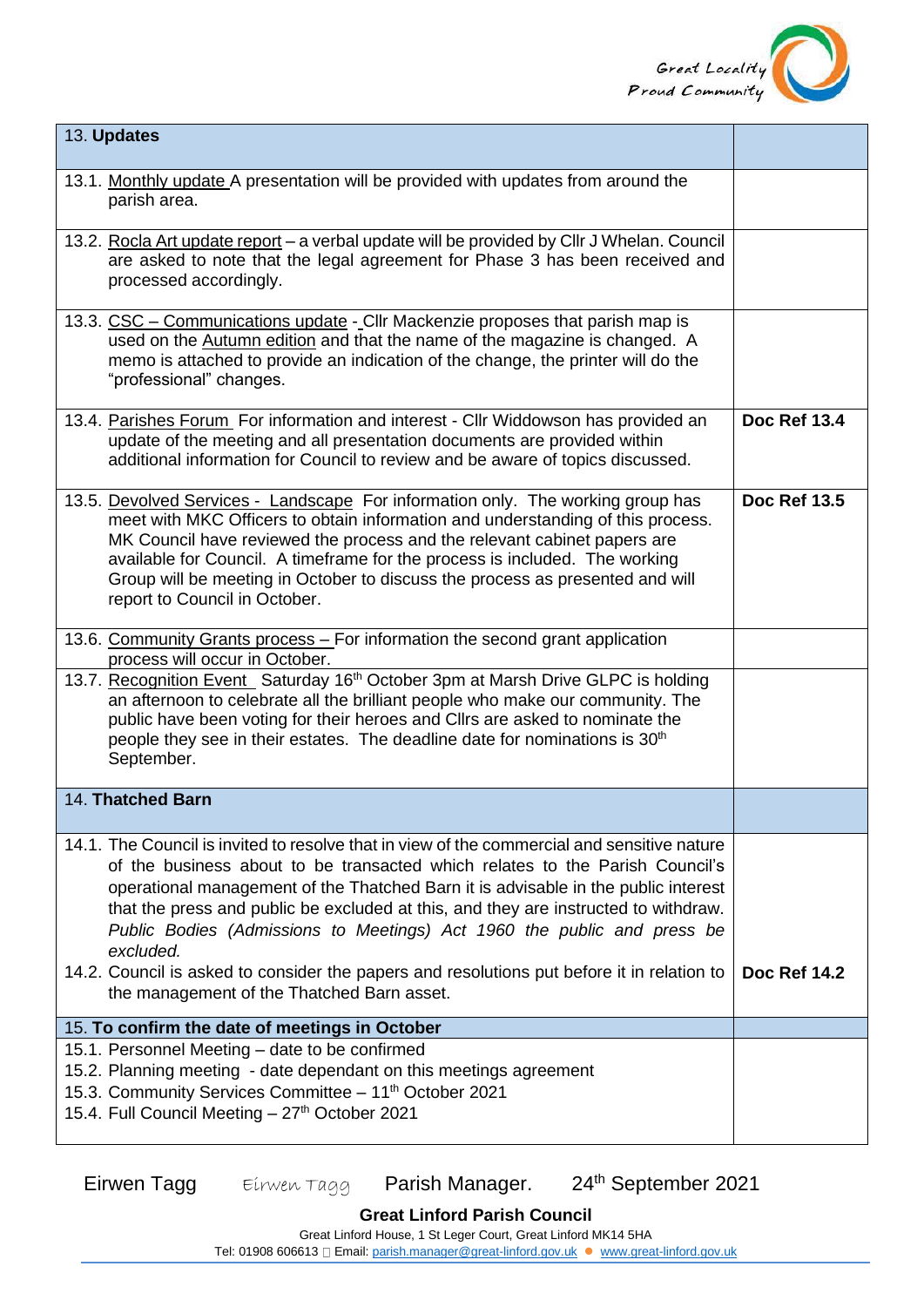| 13. **Updates** | |
|---|---|
| 13.1. Monthly update A presentation will be provided with updates from around the parish area. | |
| 13.2. Rocla Art update report – a verbal update will be provided by Cllr J Whelan. Council are asked to note that the legal agreement for Phase 3 has been received and processed accordingly. | |
| 13.3. CSC – Communications update - Cllr Mackenzie proposes that parish map is used on the Autumn edition and that the name of the magazine is changed. A memo is attached to provide an indication of the change, the printer will do the "professional" changes. | |
| 13.4. Parishes Forum For information and interest - Cllr Widdowson has provided an update of the meeting and all presentation documents are provided within additional information for Council to review and be aware of topics discussed. | **Doc Ref 13.4** |
| 13.5. Devolved Services - Landscape For information only. The working group has meet with MKC Officers to obtain information and understanding of this process. MK Council have reviewed the process and the relevant cabinet papers are available for Council. A timeframe for the process is included. The working Group will be meeting in October to discuss the process as presented and will report to Council in October. | **Doc Ref 13.5** |
| 13.6. Community Grants process – For information the second grant application process will occur in October. | |
| 13.7. Recognition Event Saturday 16th October 3pm at Marsh Drive GLPC is holding an afternoon to celebrate all the brilliant people who make our community. The public have been voting for their heroes and Cllrs are asked to nominate the people they see in their estates. The deadline date for nominations is 30th September. | |
| 14. **Thatched Barn** | |
| 14.1. The Council is invited to resolve that in view of the commercial and sensitive nature of the business about to be transacted which relates to the Parish Council's operational management of the Thatched Barn it is advisable in the public interest that the press and public be excluded at this, and they are instructed to withdraw. *Public Bodies (Admissions to Meetings) Act 1960 the public and press be excluded.*<br>14.2. Council is asked to consider the papers and resolutions put before it in relation to the management of the Thatched Barn asset. | **Doc Ref 14.2** |
| 15. **To confirm the date of meetings in October** | |
| 15.1. Personnel Meeting – date to be confirmed<br>15.2. Planning meeting - date dependant on this meetings agreement<br>15.3. Community Services Committee – 11th October 2021<br>15.4. Full Council Meeting – 27th October 2021 | |

Eirwen Tagg *Eirwen Tagg* Parish Manager. 24th September 2021

**Great Linford Parish Council**
Great Linford House, 1 St Leger Court, Great Linford MK14 5HA
Tel: 01908 606613 Email: parish.manager@great-linford.gov.uk ● www.great-linford.gov.uk